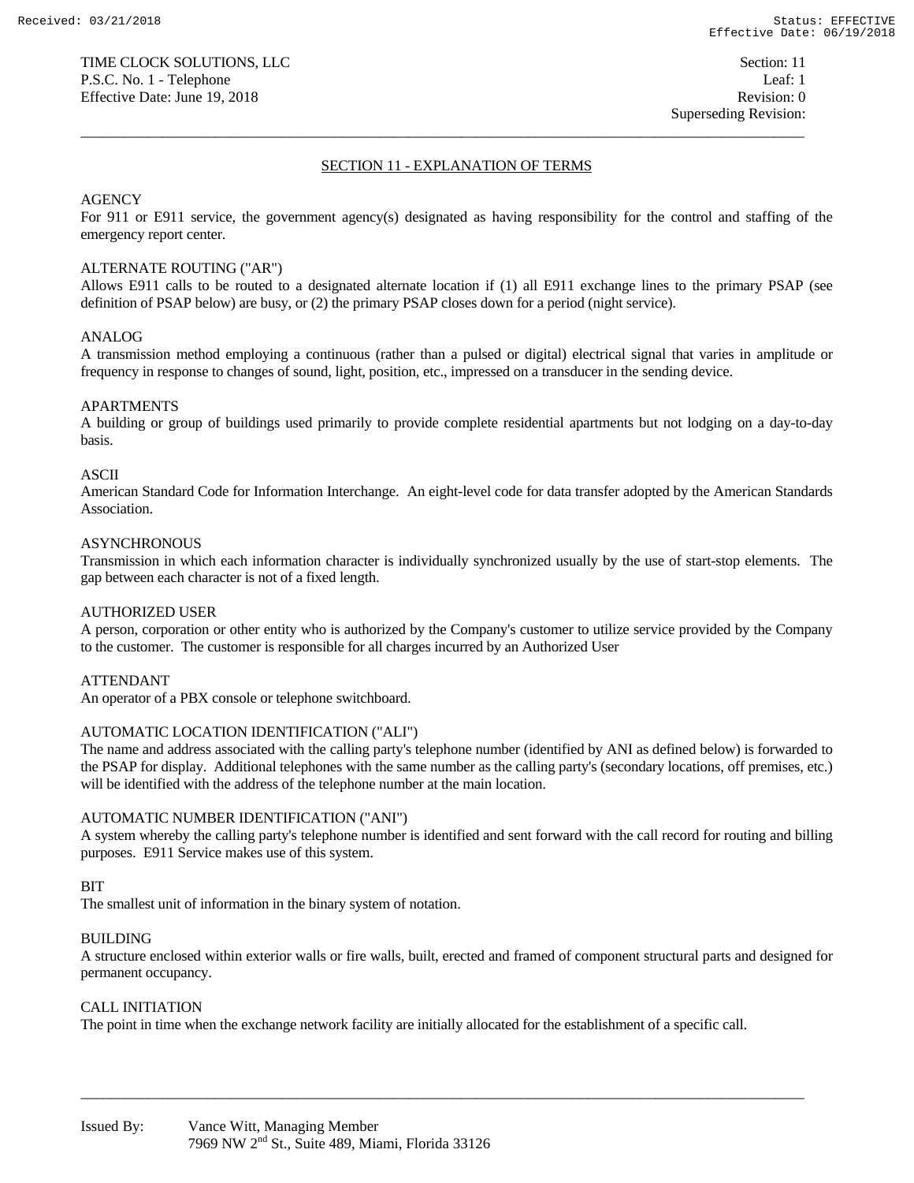## SECTION 11 - EXPLANATION OF TERMS

AGENCY
For 911 or E911 service, the government agency(s) designated as having responsibility for the control and staffing of the emergency report center.

ALTERNATE ROUTING ("AR")
Allows E911 calls to be routed to a designated alternate location if (1) all E911 exchange lines to the primary PSAP (see definition of PSAP below) are busy, or (2) the primary PSAP closes down for a period (night service).

ANALOG
A transmission method employing a continuous (rather than a pulsed or digital) electrical signal that varies in amplitude or frequency in response to changes of sound, light, position, etc., impressed on a transducer in the sending device.

APARTMENTS
A building or group of buildings used primarily to provide complete residential apartments but not lodging on a day-to-day basis.

ASCII
American Standard Code for Information Interchange. An eight-level code for data transfer adopted by the American Standards Association.

ASYNCHRONOUS
Transmission in which each information character is individually synchronized usually by the use of start-stop elements. The gap between each character is not of a fixed length.

AUTHORIZED USER
A person, corporation or other entity who is authorized by the Company's customer to utilize service provided by the Company to the customer. The customer is responsible for all charges incurred by an Authorized User

ATTENDANT
An operator of a PBX console or telephone switchboard.

AUTOMATIC LOCATION IDENTIFICATION ("ALI")
The name and address associated with the calling party's telephone number (identified by ANI as defined below) is forwarded to the PSAP for display. Additional telephones with the same number as the calling party's (secondary locations, off premises, etc.) will be identified with the address of the telephone number at the main location.

AUTOMATIC NUMBER IDENTIFICATION ("ANI")
A system whereby the calling party's telephone number is identified and sent forward with the call record for routing and billing purposes. E911 Service makes use of this system.

BIT
The smallest unit of information in the binary system of notation.

BUILDING
A structure enclosed within exterior walls or fire walls, built, erected and framed of component structural parts and designed for permanent occupancy.

CALL INITIATION
The point in time when the exchange network facility are initially allocated for the establishment of a specific call.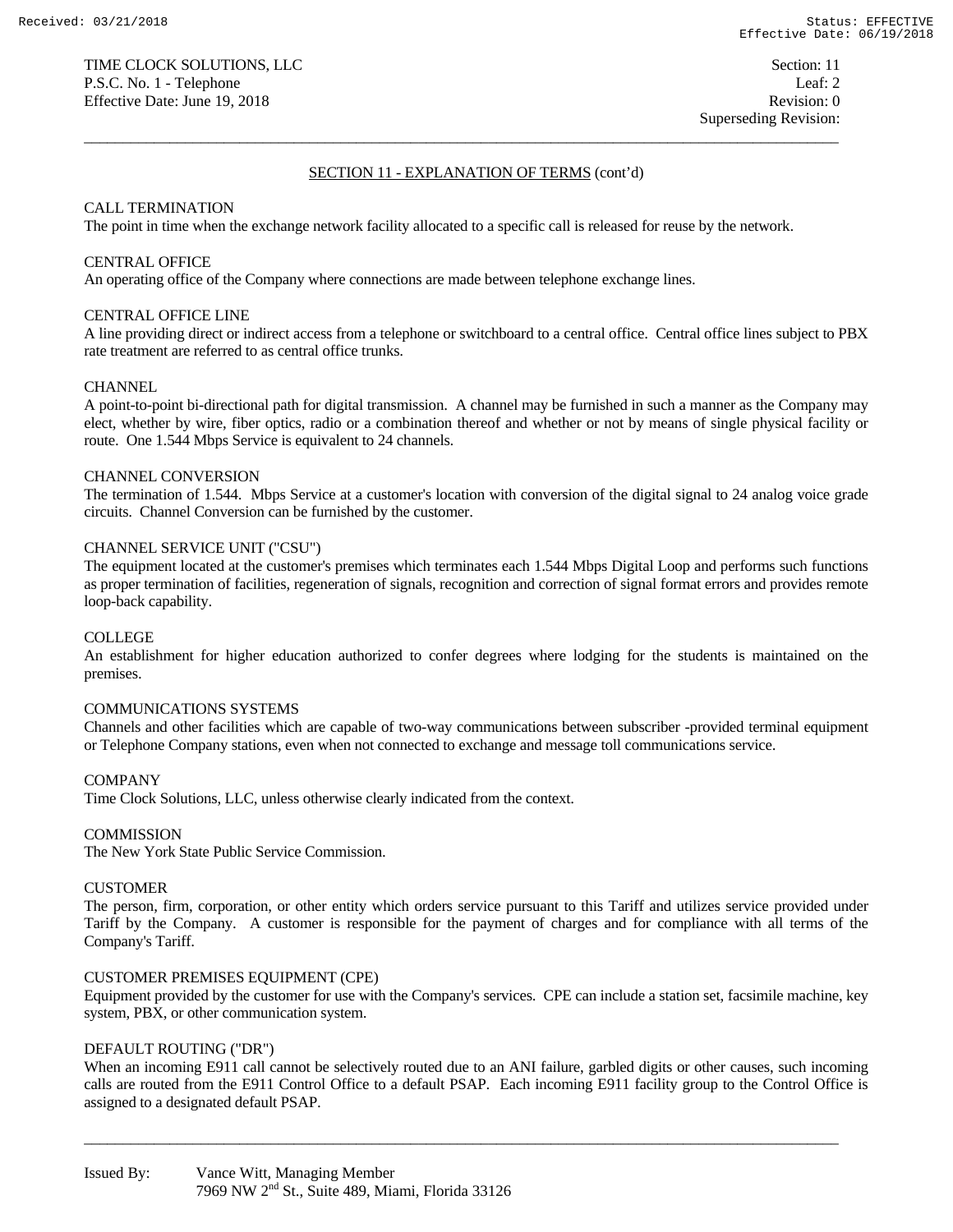## SECTION 11 - EXPLANATION OF TERMS (cont'd)

CALL TERMINATION
The point in time when the exchange network facility allocated to a specific call is released for reuse by the network.

CENTRAL OFFICE
An operating office of the Company where connections are made between telephone exchange lines.

CENTRAL OFFICE LINE
A line providing direct or indirect access from a telephone or switchboard to a central office. Central office lines subject to PBX rate treatment are referred to as central office trunks.

CHANNEL
A point-to-point bi-directional path for digital transmission. A channel may be furnished in such a manner as the Company may elect, whether by wire, fiber optics, radio or a combination thereof and whether or not by means of single physical facility or route. One 1.544 Mbps Service is equivalent to 24 channels.

CHANNEL CONVERSION
The termination of 1.544. Mbps Service at a customer's location with conversion of the digital signal to 24 analog voice grade circuits. Channel Conversion can be furnished by the customer.

CHANNEL SERVICE UNIT ("CSU")
The equipment located at the customer's premises which terminates each 1.544 Mbps Digital Loop and performs such functions as proper termination of facilities, regeneration of signals, recognition and correction of signal format errors and provides remote loop-back capability.

COLLEGE
An establishment for higher education authorized to confer degrees where lodging for the students is maintained on the premises.

COMMUNICATIONS SYSTEMS
Channels and other facilities which are capable of two-way communications between subscriber -provided terminal equipment or Telephone Company stations, even when not connected to exchange and message toll communications service.

COMPANY
Time Clock Solutions, LLC, unless otherwise clearly indicated from the context.

COMMISSION
The New York State Public Service Commission.

CUSTOMER
The person, firm, corporation, or other entity which orders service pursuant to this Tariff and utilizes service provided under Tariff by the Company. A customer is responsible for the payment of charges and for compliance with all terms of the Company's Tariff.

CUSTOMER PREMISES EQUIPMENT (CPE)
Equipment provided by the customer for use with the Company's services. CPE can include a station set, facsimile machine, key system, PBX, or other communication system.

DEFAULT ROUTING ("DR")
When an incoming E911 call cannot be selectively routed due to an ANI failure, garbled digits or other causes, such incoming calls are routed from the E911 Control Office to a default PSAP. Each incoming E911 facility group to the Control Office is assigned to a designated default PSAP.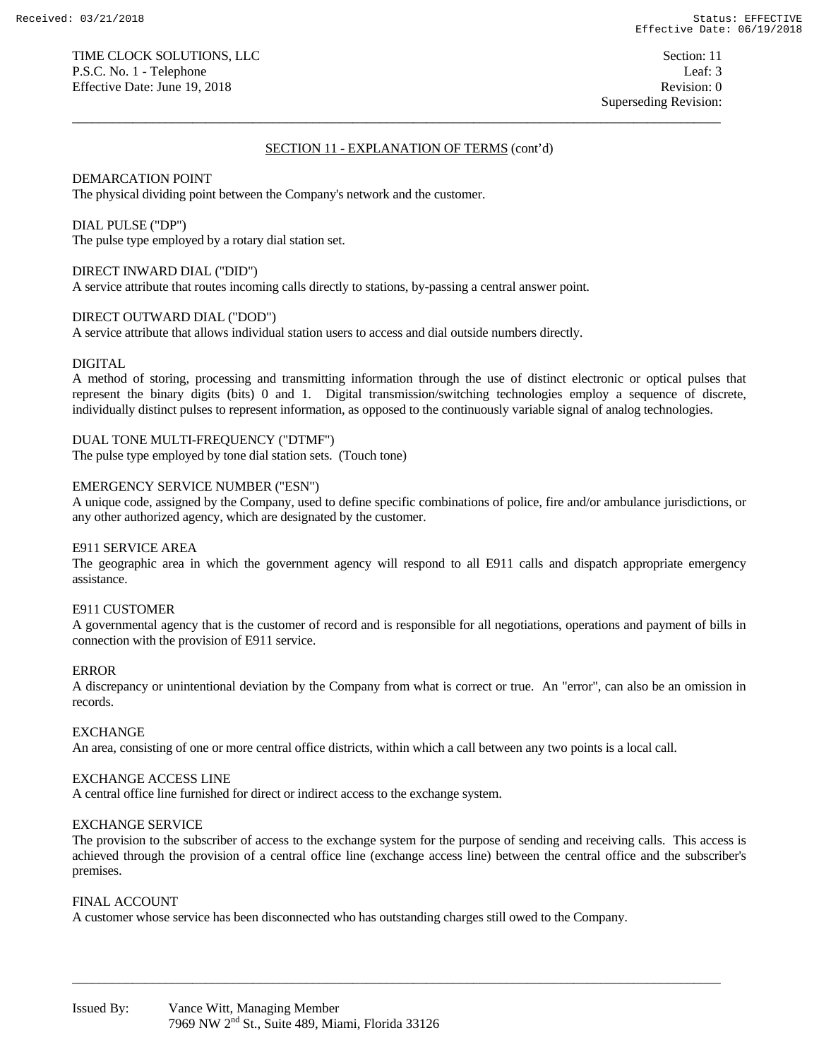## SECTION 11 - EXPLANATION OF TERMS (cont'd)

DEMARCATION POINT
The physical dividing point between the Company's network and the customer.

DIAL PULSE ("DP")
The pulse type employed by a rotary dial station set.

DIRECT INWARD DIAL ("DID")
A service attribute that routes incoming calls directly to stations, by-passing a central answer point.

DIRECT OUTWARD DIAL ("DOD")
A service attribute that allows individual station users to access and dial outside numbers directly.

DIGITAL
A method of storing, processing and transmitting information through the use of distinct electronic or optical pulses that represent the binary digits (bits) 0 and 1. Digital transmission/switching technologies employ a sequence of discrete, individually distinct pulses to represent information, as opposed to the continuously variable signal of analog technologies.

DUAL TONE MULTI-FREQUENCY ("DTMF")
The pulse type employed by tone dial station sets. (Touch tone)

EMERGENCY SERVICE NUMBER ("ESN")
A unique code, assigned by the Company, used to define specific combinations of police, fire and/or ambulance jurisdictions, or any other authorized agency, which are designated by the customer.

E911 SERVICE AREA
The geographic area in which the government agency will respond to all E911 calls and dispatch appropriate emergency assistance.

E911 CUSTOMER
A governmental agency that is the customer of record and is responsible for all negotiations, operations and payment of bills in connection with the provision of E911 service.

ERROR
A discrepancy or unintentional deviation by the Company from what is correct or true. An "error", can also be an omission in records.

EXCHANGE
An area, consisting of one or more central office districts, within which a call between any two points is a local call.

EXCHANGE ACCESS LINE
A central office line furnished for direct or indirect access to the exchange system.

EXCHANGE SERVICE
The provision to the subscriber of access to the exchange system for the purpose of sending and receiving calls. This access is achieved through the provision of a central office line (exchange access line) between the central office and the subscriber's premises.

FINAL ACCOUNT
A customer whose service has been disconnected who has outstanding charges still owed to the Company.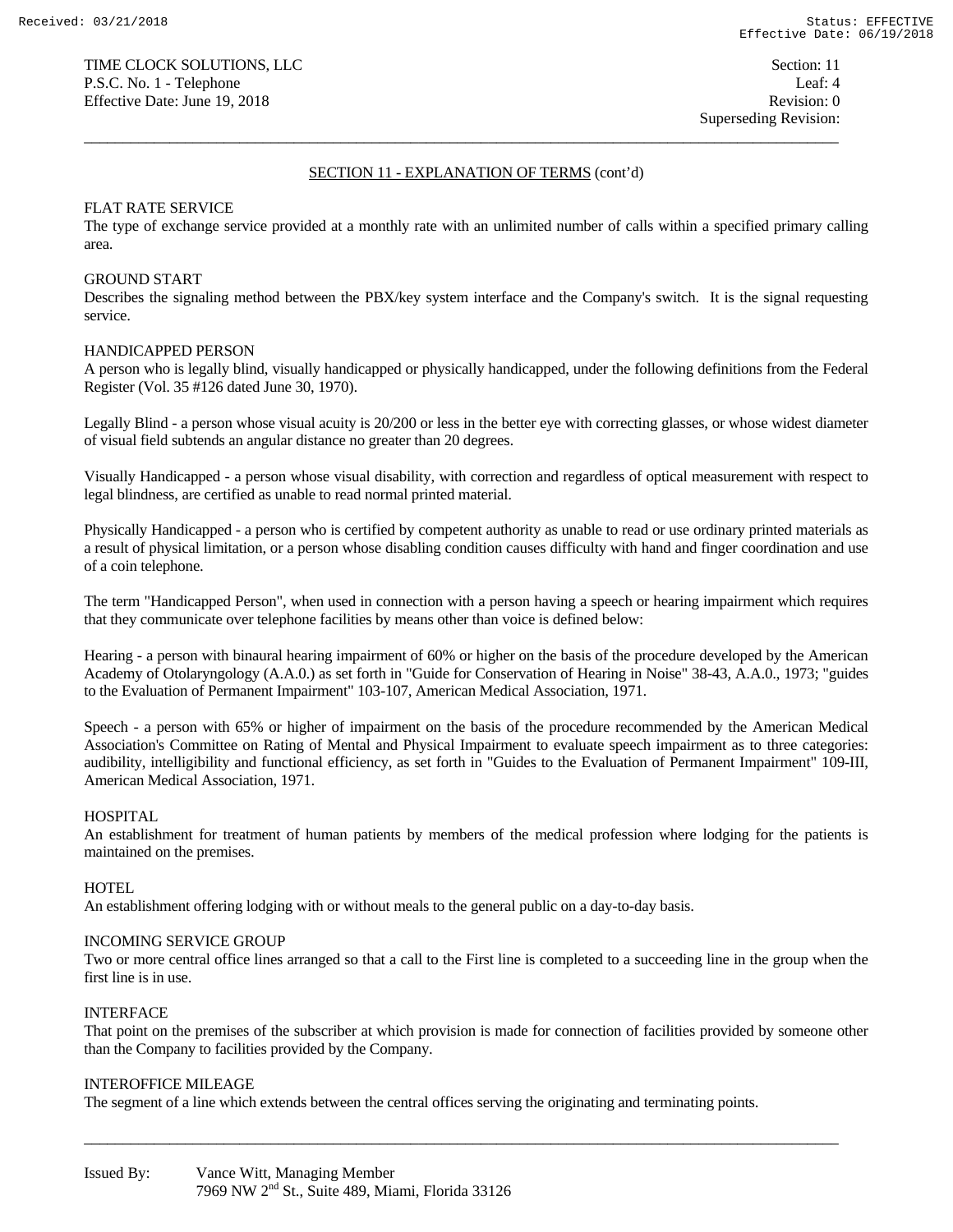## SECTION 11 - EXPLANATION OF TERMS (cont'd)

FLAT RATE SERVICE
The type of exchange service provided at a monthly rate with an unlimited number of calls within a specified primary calling area.

GROUND START
Describes the signaling method between the PBX/key system interface and the Company's switch. It is the signal requesting service.

HANDICAPPED PERSON
A person who is legally blind, visually handicapped or physically handicapped, under the following definitions from the Federal Register (Vol. 35 #126 dated June 30, 1970).

Legally Blind - a person whose visual acuity is 20/200 or less in the better eye with correcting glasses, or whose widest diameter of visual field subtends an angular distance no greater than 20 degrees.

Visually Handicapped - a person whose visual disability, with correction and regardless of optical measurement with respect to legal blindness, are certified as unable to read normal printed material.

Physically Handicapped - a person who is certified by competent authority as unable to read or use ordinary printed materials as a result of physical limitation, or a person whose disabling condition causes difficulty with hand and finger coordination and use of a coin telephone.

The term "Handicapped Person", when used in connection with a person having a speech or hearing impairment which requires that they communicate over telephone facilities by means other than voice is defined below:

Hearing - a person with binaural hearing impairment of 60% or higher on the basis of the procedure developed by the American Academy of Otolaryngology (A.A.0.) as set forth in "Guide for Conservation of Hearing in Noise" 38-43, A.A.0., 1973; "guides to the Evaluation of Permanent Impairment" 103-107, American Medical Association, 1971.

Speech - a person with 65% or higher of impairment on the basis of the procedure recommended by the American Medical Association's Committee on Rating of Mental and Physical Impairment to evaluate speech impairment as to three categories: audibility, intelligibility and functional efficiency, as set forth in "Guides to the Evaluation of Permanent Impairment" 109-III, American Medical Association, 1971.

HOSPITAL
An establishment for treatment of human patients by members of the medical profession where lodging for the patients is maintained on the premises.

HOTEL
An establishment offering lodging with or without meals to the general public on a day-to-day basis.

INCOMING SERVICE GROUP
Two or more central office lines arranged so that a call to the First line is completed to a succeeding line in the group when the first line is in use.

INTERFACE
That point on the premises of the subscriber at which provision is made for connection of facilities provided by someone other than the Company to facilities provided by the Company.

INTEROFFICE MILEAGE
The segment of a line which extends between the central offices serving the originating and terminating points.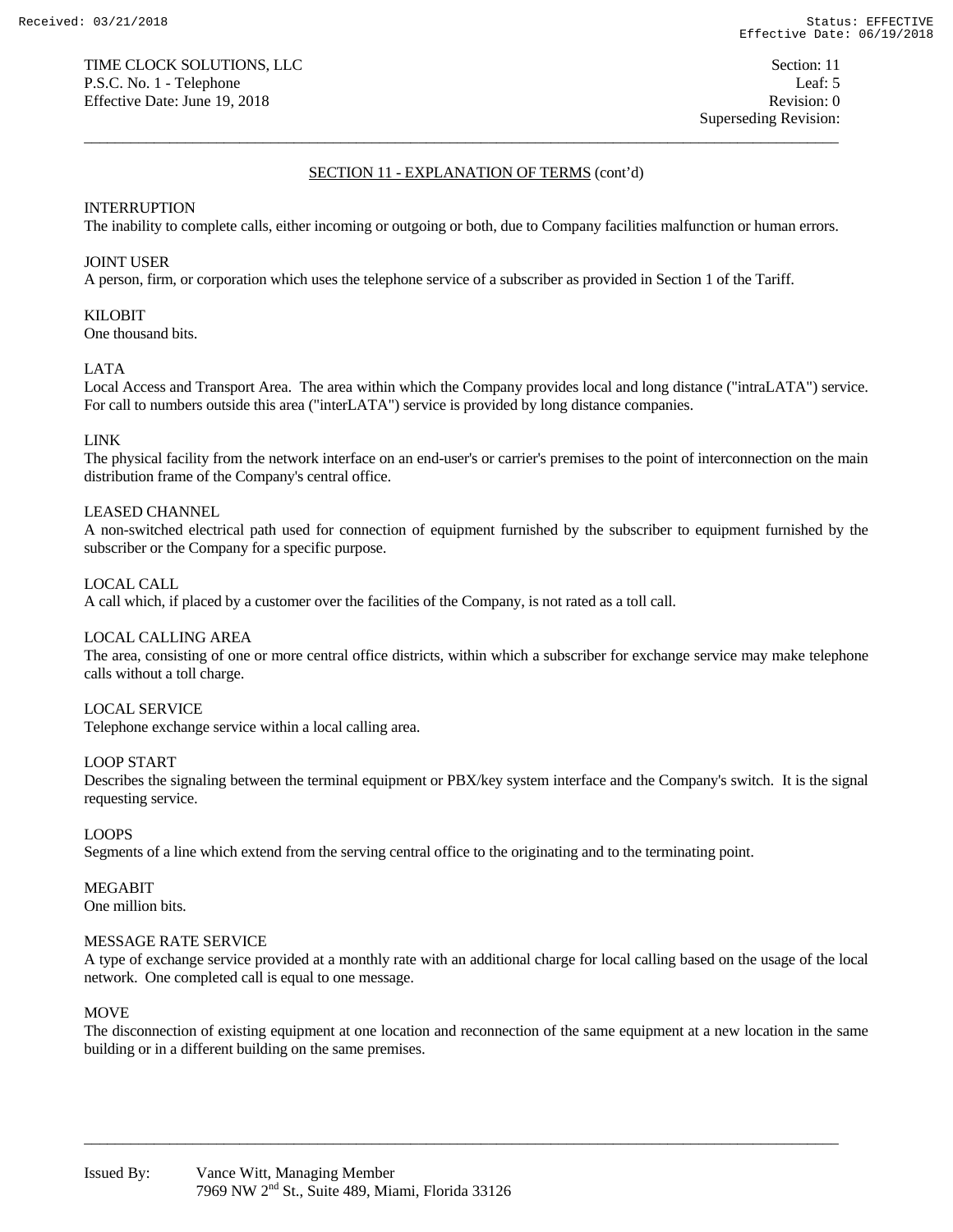## SECTION 11 - EXPLANATION OF TERMS (cont'd)

INTERRUPTION
The inability to complete calls, either incoming or outgoing or both, due to Company facilities malfunction or human errors.

JOINT USER
A person, firm, or corporation which uses the telephone service of a subscriber as provided in Section 1 of the Tariff.

KILOBIT
One thousand bits.

LATA
Local Access and Transport Area. The area within which the Company provides local and long distance ("intraLATA") service. For call to numbers outside this area ("interLATA") service is provided by long distance companies.

LINK
The physical facility from the network interface on an end-user's or carrier's premises to the point of interconnection on the main distribution frame of the Company's central office.

LEASED CHANNEL
A non-switched electrical path used for connection of equipment furnished by the subscriber to equipment furnished by the subscriber or the Company for a specific purpose.

LOCAL CALL
A call which, if placed by a customer over the facilities of the Company, is not rated as a toll call.

LOCAL CALLING AREA
The area, consisting of one or more central office districts, within which a subscriber for exchange service may make telephone calls without a toll charge.

LOCAL SERVICE
Telephone exchange service within a local calling area.

LOOP START
Describes the signaling between the terminal equipment or PBX/key system interface and the Company's switch. It is the signal requesting service.

LOOPS
Segments of a line which extend from the serving central office to the originating and to the terminating point.

MEGABIT
One million bits.

MESSAGE RATE SERVICE
A type of exchange service provided at a monthly rate with an additional charge for local calling based on the usage of the local network. One completed call is equal to one message.

MOVE
The disconnection of existing equipment at one location and reconnection of the same equipment at a new location in the same building or in a different building on the same premises.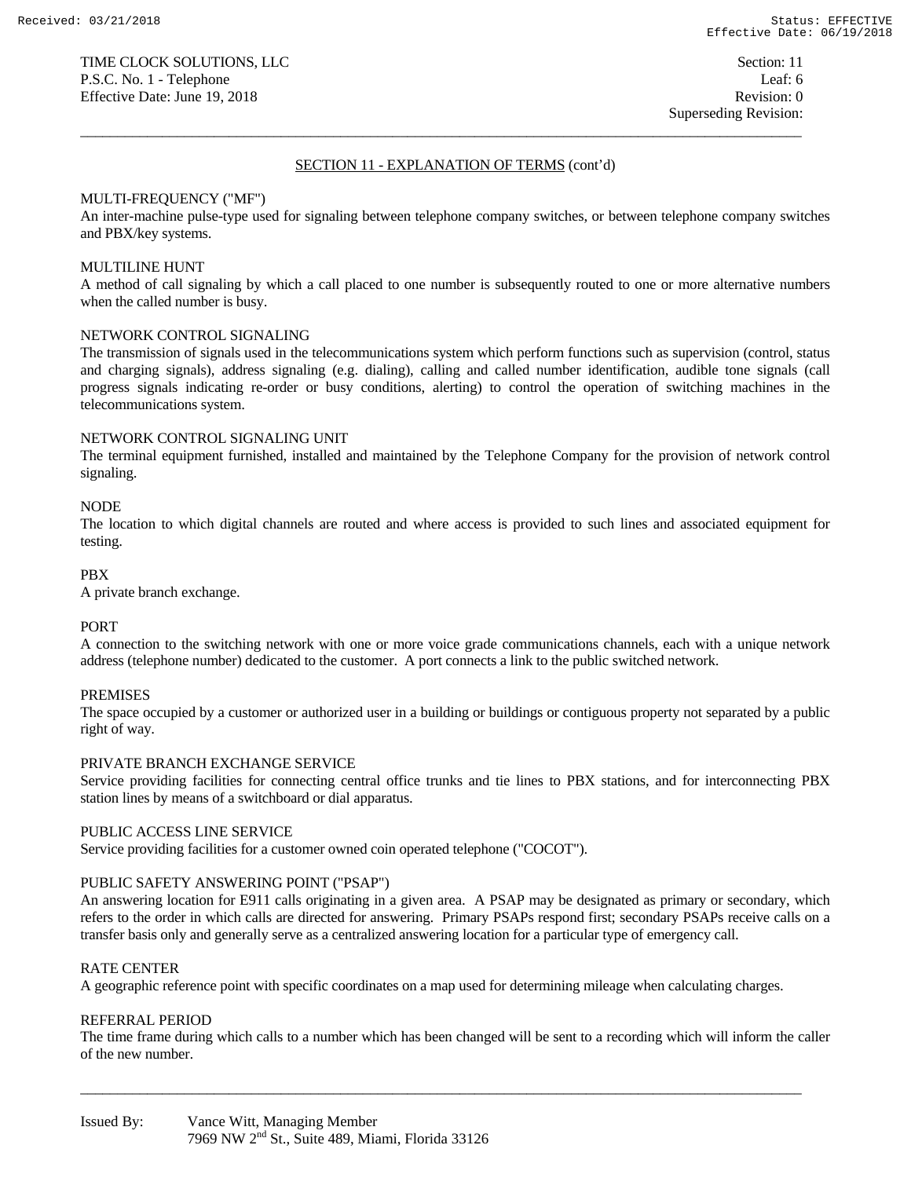## SECTION 11 - EXPLANATION OF TERMS (cont'd)

MULTI-FREQUENCY ("MF")
An inter-machine pulse-type used for signaling between telephone company switches, or between telephone company switches and PBX/key systems.

MULTILINE HUNT
A method of call signaling by which a call placed to one number is subsequently routed to one or more alternative numbers when the called number is busy.

NETWORK CONTROL SIGNALING
The transmission of signals used in the telecommunications system which perform functions such as supervision (control, status and charging signals), address signaling (e.g. dialing), calling and called number identification, audible tone signals (call progress signals indicating re-order or busy conditions, alerting) to control the operation of switching machines in the telecommunications system.

NETWORK CONTROL SIGNALING UNIT
The terminal equipment furnished, installed and maintained by the Telephone Company for the provision of network control signaling.

NODE
The location to which digital channels are routed and where access is provided to such lines and associated equipment for testing.

PBX
A private branch exchange.

PORT
A connection to the switching network with one or more voice grade communications channels, each with a unique network address (telephone number) dedicated to the customer. A port connects a link to the public switched network.

PREMISES
The space occupied by a customer or authorized user in a building or buildings or contiguous property not separated by a public right of way.

PRIVATE BRANCH EXCHANGE SERVICE
Service providing facilities for connecting central office trunks and tie lines to PBX stations, and for interconnecting PBX station lines by means of a switchboard or dial apparatus.

PUBLIC ACCESS LINE SERVICE
Service providing facilities for a customer owned coin operated telephone ("COCOT").

PUBLIC SAFETY ANSWERING POINT ("PSAP")
An answering location for E911 calls originating in a given area. A PSAP may be designated as primary or secondary, which refers to the order in which calls are directed for answering. Primary PSAPs respond first; secondary PSAPs receive calls on a transfer basis only and generally serve as a centralized answering location for a particular type of emergency call.

RATE CENTER
A geographic reference point with specific coordinates on a map used for determining mileage when calculating charges.

REFERRAL PERIOD
The time frame during which calls to a number which has been changed will be sent to a recording which will inform the caller of the new number.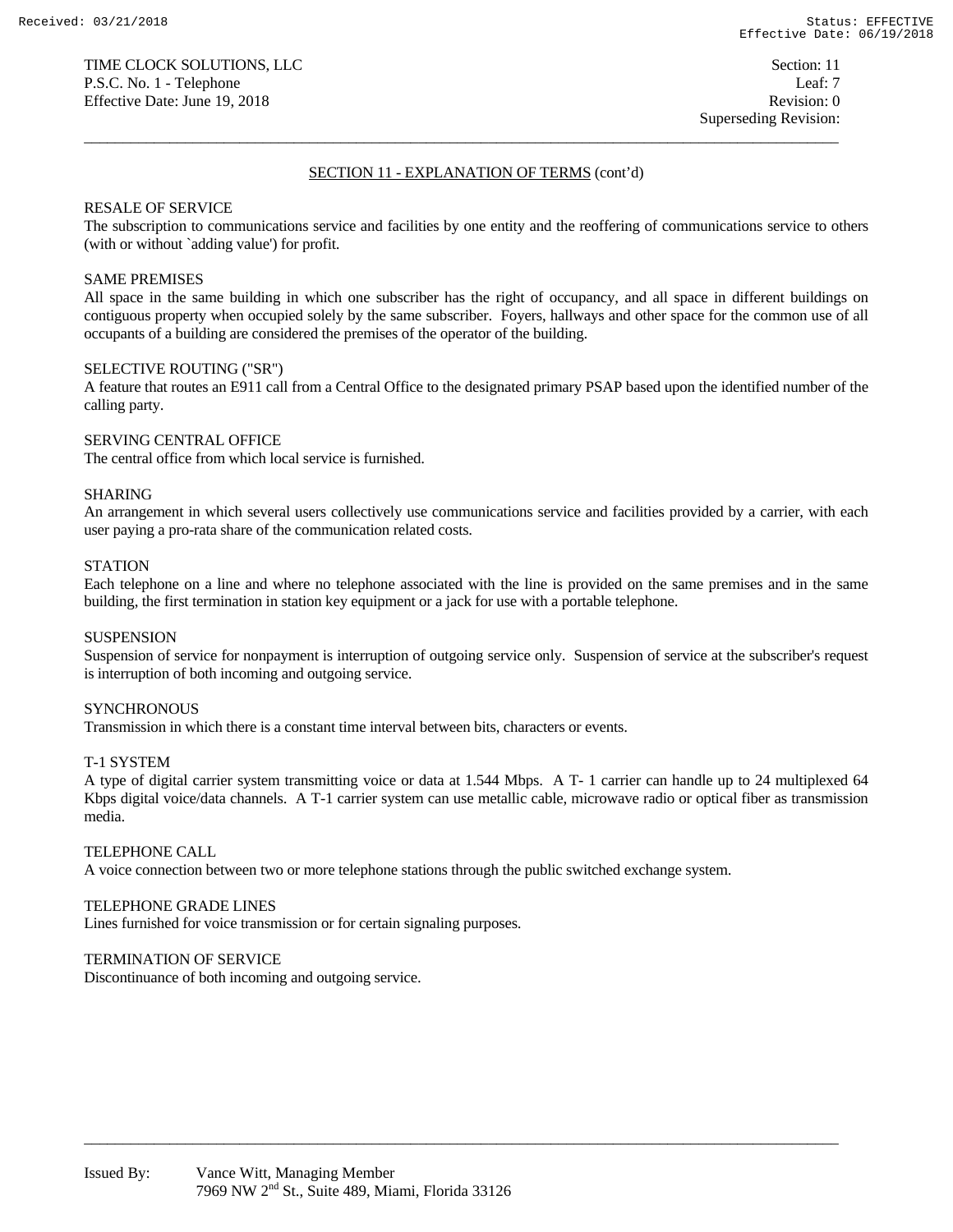## SECTION 11 - EXPLANATION OF TERMS (cont'd)

RESALE OF SERVICE
The subscription to communications service and facilities by one entity and the reoffering of communications service to others (with or without `adding value') for profit.

SAME PREMISES
All space in the same building in which one subscriber has the right of occupancy, and all space in different buildings on contiguous property when occupied solely by the same subscriber. Foyers, hallways and other space for the common use of all occupants of a building are considered the premises of the operator of the building.

SELECTIVE ROUTING ("SR")
A feature that routes an E911 call from a Central Office to the designated primary PSAP based upon the identified number of the calling party.

SERVING CENTRAL OFFICE
The central office from which local service is furnished.

SHARING
An arrangement in which several users collectively use communications service and facilities provided by a carrier, with each user paying a pro-rata share of the communication related costs.

STATION
Each telephone on a line and where no telephone associated with the line is provided on the same premises and in the same building, the first termination in station key equipment or a jack for use with a portable telephone.

SUSPENSION
Suspension of service for nonpayment is interruption of outgoing service only. Suspension of service at the subscriber's request is interruption of both incoming and outgoing service.

SYNCHRONOUS
Transmission in which there is a constant time interval between bits, characters or events.

T-1 SYSTEM
A type of digital carrier system transmitting voice or data at 1.544 Mbps. A T- 1 carrier can handle up to 24 multiplexed 64 Kbps digital voice/data channels. A T-1 carrier system can use metallic cable, microwave radio or optical fiber as transmission media.

TELEPHONE CALL
A voice connection between two or more telephone stations through the public switched exchange system.

TELEPHONE GRADE LINES
Lines furnished for voice transmission or for certain signaling purposes.

TERMINATION OF SERVICE
Discontinuance of both incoming and outgoing service.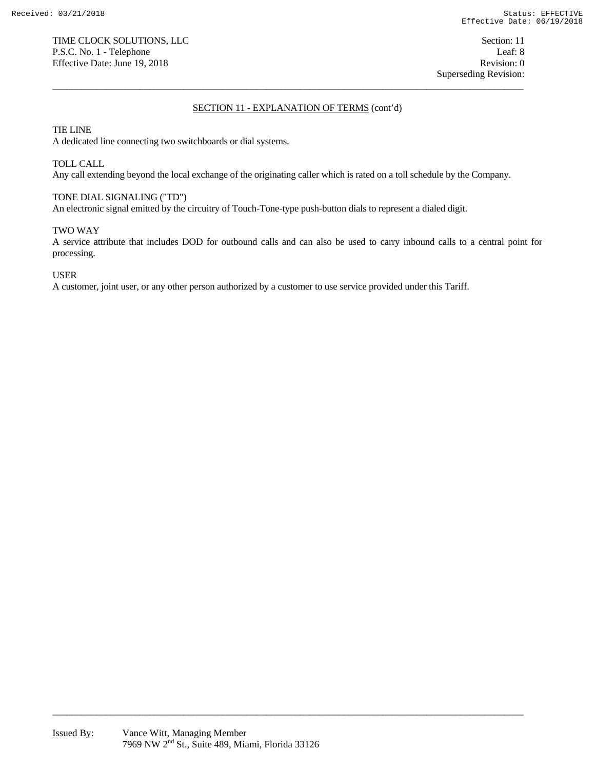## SECTION 11 - EXPLANATION OF TERMS (cont'd)

TIE LINE
A dedicated line connecting two switchboards or dial systems.

TOLL CALL
Any call extending beyond the local exchange of the originating caller which is rated on a toll schedule by the Company.

TONE DIAL SIGNALING ("TD")
An electronic signal emitted by the circuitry of Touch-Tone-type push-button dials to represent a dialed digit.

TWO WAY
A service attribute that includes DOD for outbound calls and can also be used to carry inbound calls to a central point for processing.

USER
A customer, joint user, or any other person authorized by a customer to use service provided under this Tariff.